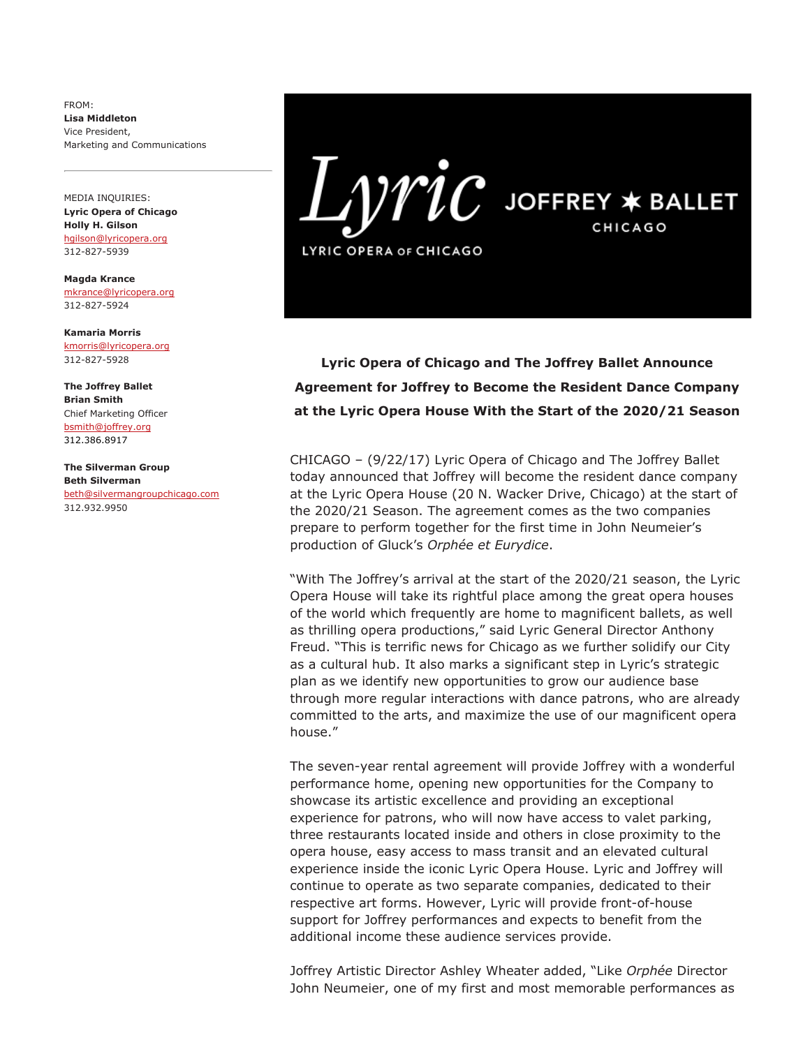FROM:
**Lisa Middleton**
Vice President,
Marketing and Communications

---

MEDIA INQUIRIES:
**Lyric Opera of Chicago**
**Holly H. Gilson**
hgilson@lyricopera.org
312-827-5939

**Magda Krance**
mkrance@lyricopera.org
312-827-5924

**Kamaria Morris**
kmorris@lyricopera.org
312-827-5928

**The Joffrey Ballet**
**Brian Smith**
Chief Marketing Officer
bsmith@joffrey.org
312.386.8917

**The Silverman Group**
**Beth Silverman**
beth@silvermangroupchicago.com
312.932.9950

Lyric
LYRIC OPERA OF CHICAGO
JOFFREY ★ BALLET
CHICAGO

**Lyric Opera of Chicago and The Joffrey Ballet Announce Agreement for Joffrey to Become the Resident Dance Company at the Lyric Opera House With the Start of the 2020/21 Season**

CHICAGO – (9/22/17) Lyric Opera of Chicago and The Joffrey Ballet today announced that Joffrey will become the resident dance company at the Lyric Opera House (20 N. Wacker Drive, Chicago) at the start of the 2020/21 Season. The agreement comes as the two companies prepare to perform together for the first time in John Neumeier's production of Gluck's *Orphée et Eurydice*.

"With The Joffrey's arrival at the start of the 2020/21 season, the Lyric Opera House will take its rightful place among the great opera houses of the world which frequently are home to magnificent ballets, as well as thrilling opera productions," said Lyric General Director Anthony Freud. "This is terrific news for Chicago as we further solidify our City as a cultural hub. It also marks a significant step in Lyric's strategic plan as we identify new opportunities to grow our audience base through more regular interactions with dance patrons, who are already committed to the arts, and maximize the use of our magnificent opera house."

The seven-year rental agreement will provide Joffrey with a wonderful performance home, opening new opportunities for the Company to showcase its artistic excellence and providing an exceptional experience for patrons, who will now have access to valet parking, three restaurants located inside and others in close proximity to the opera house, easy access to mass transit and an elevated cultural experience inside the iconic Lyric Opera House. Lyric and Joffrey will continue to operate as two separate companies, dedicated to their respective art forms. However, Lyric will provide front-of-house support for Joffrey performances and expects to benefit from the additional income these audience services provide.

Joffrey Artistic Director Ashley Wheater added, "Like *Orphée* Director John Neumeier, one of my first and most memorable performances as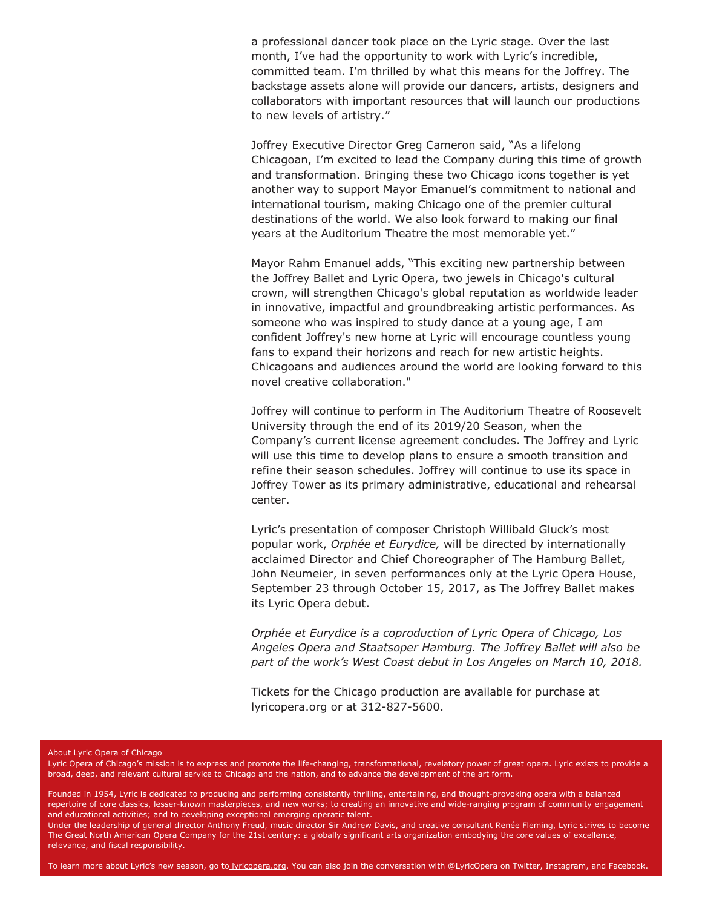a professional dancer took place on the Lyric stage. Over the last month, I've had the opportunity to work with Lyric's incredible, committed team. I'm thrilled by what this means for the Joffrey. The backstage assets alone will provide our dancers, artists, designers and collaborators with important resources that will launch our productions to new levels of artistry."

Joffrey Executive Director Greg Cameron said, "As a lifelong Chicagoan, I'm excited to lead the Company during this time of growth and transformation. Bringing these two Chicago icons together is yet another way to support Mayor Emanuel's commitment to national and international tourism, making Chicago one of the premier cultural destinations of the world. We also look forward to making our final years at the Auditorium Theatre the most memorable yet."

Mayor Rahm Emanuel adds, "This exciting new partnership between the Joffrey Ballet and Lyric Opera, two jewels in Chicago's cultural crown, will strengthen Chicago's global reputation as worldwide leader in innovative, impactful and groundbreaking artistic performances. As someone who was inspired to study dance at a young age, I am confident Joffrey's new home at Lyric will encourage countless young fans to expand their horizons and reach for new artistic heights. Chicagoans and audiences around the world are looking forward to this novel creative collaboration."

Joffrey will continue to perform in The Auditorium Theatre of Roosevelt University through the end of its 2019/20 Season, when the Company's current license agreement concludes. The Joffrey and Lyric will use this time to develop plans to ensure a smooth transition and refine their season schedules. Joffrey will continue to use its space in Joffrey Tower as its primary administrative, educational and rehearsal center.

Lyric's presentation of composer Christoph Willibald Gluck's most popular work, *Orphée et Eurydice,* will be directed by internationally acclaimed Director and Chief Choreographer of The Hamburg Ballet, John Neumeier, in seven performances only at the Lyric Opera House, September 23 through October 15, 2017, as The Joffrey Ballet makes its Lyric Opera debut.

*Orphée et Eurydice is a coproduction of Lyric Opera of Chicago, Los Angeles Opera and Staatsoper Hamburg. The Joffrey Ballet will also be part of the work's West Coast debut in Los Angeles on March 10, 2018.*

Tickets for the Chicago production are available for purchase at lyricopera.org or at 312-827-5600.

About Lyric Opera of Chicago

Lyric Opera of Chicago's mission is to express and promote the life-changing, transformational, revelatory power of great opera. Lyric exists to provide a broad, deep, and relevant cultural service to Chicago and the nation, and to advance the development of the art form.

Founded in 1954, Lyric is dedicated to producing and performing consistently thrilling, entertaining, and thought-provoking opera with a balanced repertoire of core classics, lesser-known masterpieces, and new works; to creating an innovative and wide-ranging program of community engagement and educational activities; and to developing exceptional emerging operatic talent.

Under the leadership of general director Anthony Freud, music director Sir Andrew Davis, and creative consultant Renée Fleming, Lyric strives to become The Great North American Opera Company for the 21st century: a globally significant arts organization embodying the core values of excellence, relevance, and fiscal responsibility.

To learn more about Lyric's new season, go to lyricopera.org. You can also join the conversation with @LyricOpera on Twitter, Instagram, and Facebook.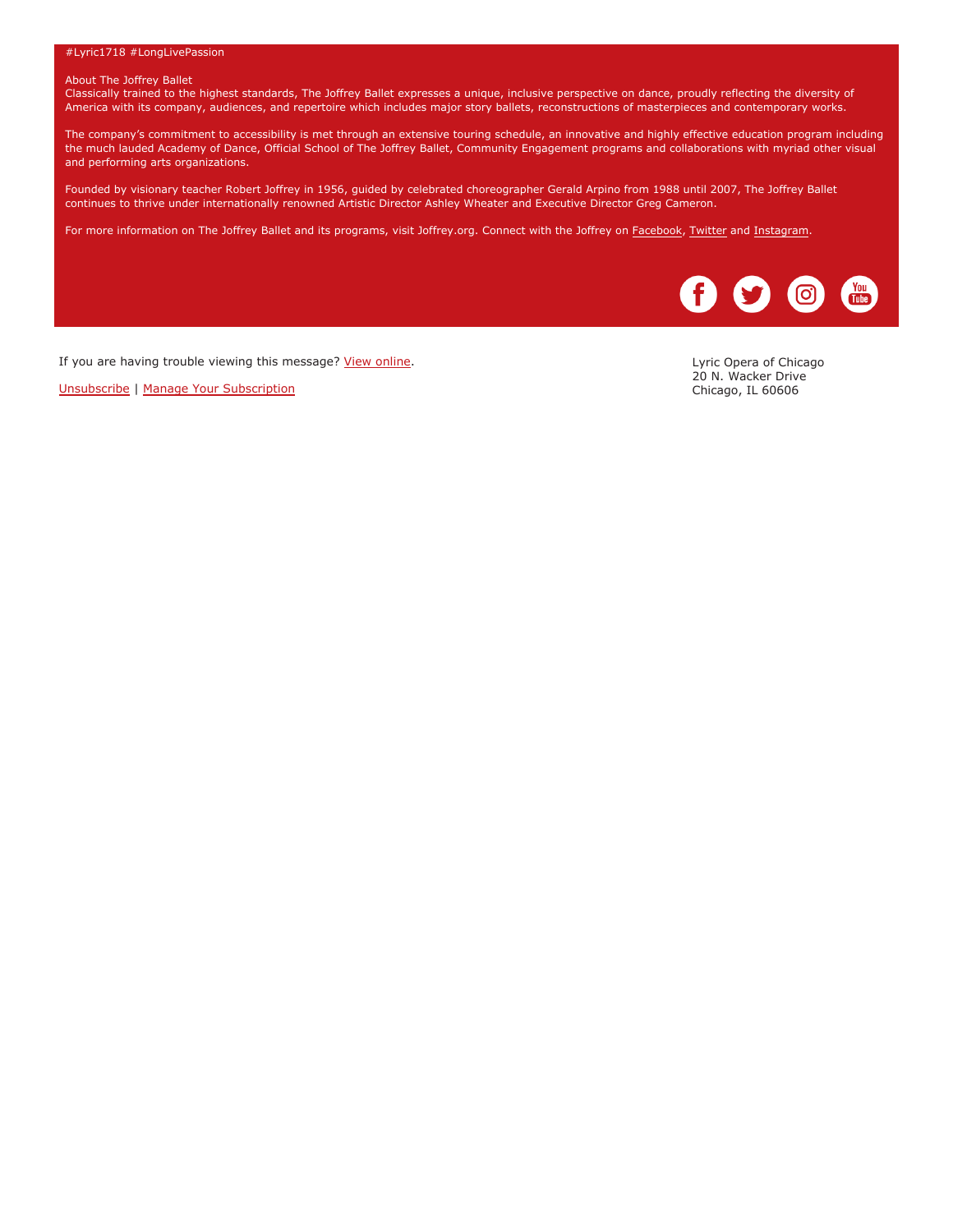#Lyric1718 #LongLivePassion

About The Joffrey Ballet
Classically trained to the highest standards, The Joffrey Ballet expresses a unique, inclusive perspective on dance, proudly reflecting the diversity of America with its company, audiences, and repertoire which includes major story ballets, reconstructions of masterpieces and contemporary works.

The company's commitment to accessibility is met through an extensive touring schedule, an innovative and highly effective education program including the much lauded Academy of Dance, Official School of The Joffrey Ballet, Community Engagement programs and collaborations with myriad other visual and performing arts organizations.

Founded by visionary teacher Robert Joffrey in 1956, guided by celebrated choreographer Gerald Arpino from 1988 until 2007, The Joffrey Ballet continues to thrive under internationally renowned Artistic Director Ashley Wheater and Executive Director Greg Cameron.

For more information on The Joffrey Ballet and its programs, visit Joffrey.org. Connect with the Joffrey on Facebook, Twitter and Instagram.

If you are having trouble viewing this message? View online.

Unsubscribe | Manage Your Subscription

Lyric Opera of Chicago
20 N. Wacker Drive
Chicago, IL 60606